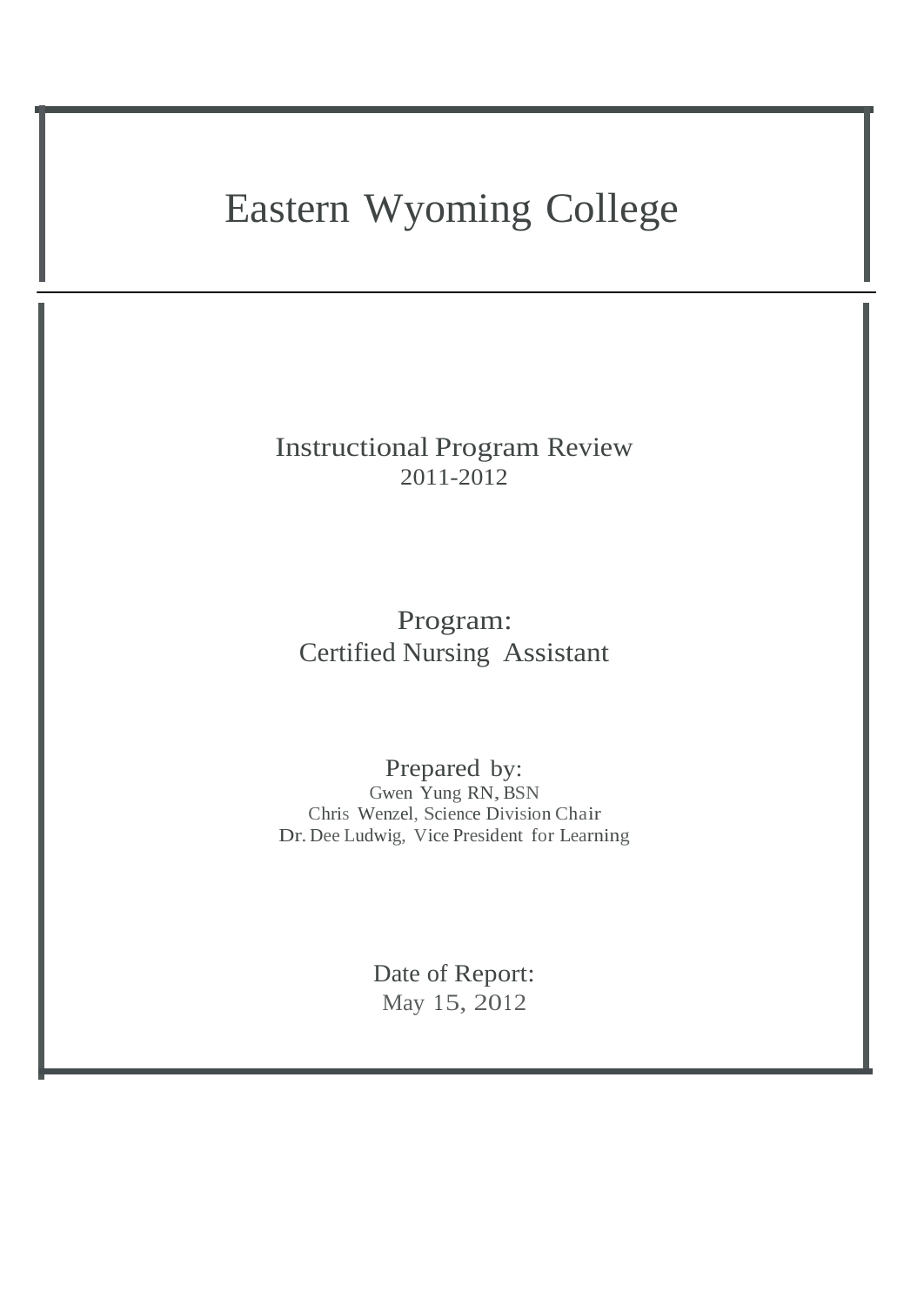# Eastern Wyoming College

Instructional Program Review
2011-2012

Program:
Certified Nursing Assistant

Prepared by:
Gwen Yung RN, BSN
Chris Wenzel, Science Division Chair
Dr. Dee Ludwig, Vice President for Learning

Date of Report:
May 15, 2012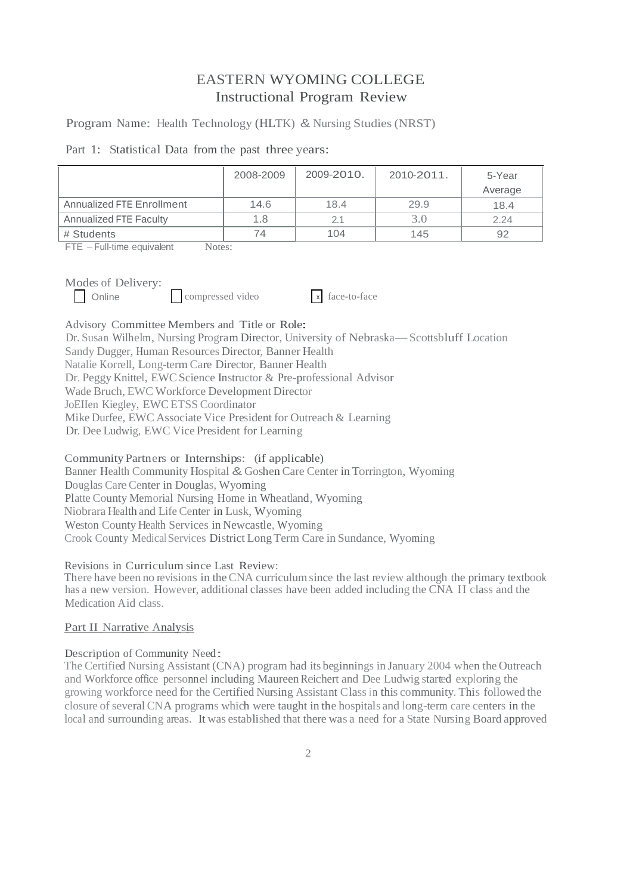# EASTERN WYOMING COLLEGE
## Instructional Program Review

Program Name: Health Technology (HLTK) & Nursing Studies (NRST)

Part 1: Statistical Data from the past three years:

| | 2008-2009 | 2009-2010. | 2010-2011. | 5-Year Average |
|---|---|---|---|---|
| Annualized FTE Enrollment | 14.6 | 18.4 | 29.9 | 18.4 |
| Annualized FTE Faculty | 1.8 | 2.1 | 3.0 | 2.24 |
| # Students | 74 | 104 | 145 | 92 |

FTE – Full-time equivalent    Notes:

Modes of Delivery:

- [ ] Online
- [ ] compressed video
- [x] face-to-face

Advisory Committee Members and Title or Role:

Dr. Susan Wilhelm, Nursing Program Director, University of Nebraska— Scottsbluff Location
Sandy Dugger, Human Resources Director, Banner Health
Natalie Korrell, Long-term Care Director, Banner Health
Dr. Peggy Knittel, EWC Science Instructor & Pre-professional Advisor
Wade Bruch, EWC Workforce Development Director
JoEllen Kiegley, EWC ETSS Coordinator
Mike Durfee, EWC Associate Vice President for Outreach & Learning
Dr. Dee Ludwig, EWC Vice President for Learning

Community Partners or Internships: (if applicable)

Banner Health Community Hospital & Goshen Care Center in Torrington, Wyoming
Douglas Care Center in Douglas, Wyoming
Platte County Memorial Nursing Home in Wheatland, Wyoming
Niobrara Health and Life Center in Lusk, Wyoming
Weston County Health Services in Newcastle, Wyoming
Crook County Medical Services District Long Term Care in Sundance, Wyoming

Revisions in Curriculum since Last Review:

There have been no revisions in the CNA curriculum since the last review although the primary textbook has a new version. However, additional classes have been added including the CNA II class and the Medication Aid class.

## Part II Narrative Analysis

Description of Community Need:

The Certified Nursing Assistant (CNA) program had its beginnings in January 2004 when the Outreach and Workforce office personnel including Maureen Reichert and Dee Ludwig started exploring the growing workforce need for the Certified Nursing Assistant Class in this community. This followed the closure of several CNA programs which were taught in the hospitals and long-term care centers in the local and surrounding areas. It was established that there was a need for a State Nursing Board approved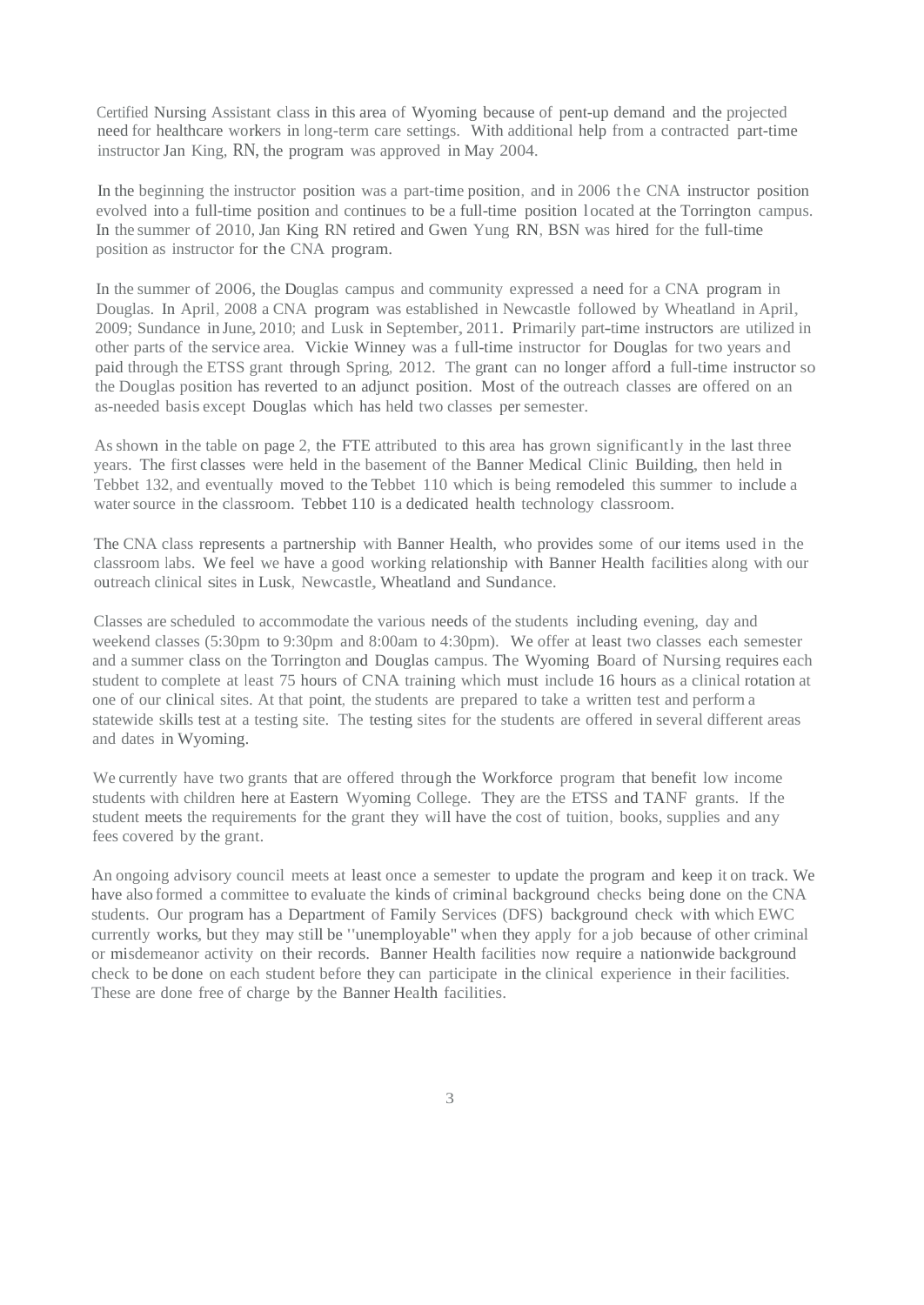Certified Nursing Assistant class in this area of Wyoming because of pent-up demand and the projected need for healthcare workers in long-term care settings. With additional help from a contracted part-time instructor Jan King, RN, the program was approved in May 2004.

In the beginning the instructor position was a part-time position, and in 2006 the CNA instructor position evolved into a full-time position and continues to be a full-time position located at the Torrington campus. In the summer of 2010, Jan King RN retired and Gwen Yung RN, BSN was hired for the full-time position as instructor for the CNA program.

In the summer of 2006, the Douglas campus and community expressed a need for a CNA program in Douglas. In April, 2008 a CNA program was established in Newcastle followed by Wheatland in April, 2009; Sundance in June, 2010; and Lusk in September, 2011. Primarily part-time instructors are utilized in other parts of the service area. Vickie Winney was a full-time instructor for Douglas for two years and paid through the ETSS grant through Spring, 2012. The grant can no longer afford a full-time instructor so the Douglas position has reverted to an adjunct position. Most of the outreach classes are offered on an as-needed basis except Douglas which has held two classes per semester.

As shown in the table on page 2, the FTE attributed to this area has grown significantly in the last three years. The first classes were held in the basement of the Banner Medical Clinic Building, then held in Tebbet 132, and eventually moved to the Tebbet 110 which is being remodeled this summer to include a water source in the classroom. Tebbet 110 is a dedicated health technology classroom.

The CNA class represents a partnership with Banner Health, who provides some of our items used in the classroom labs. We feel we have a good working relationship with Banner Health facilities along with our outreach clinical sites in Lusk, Newcastle, Wheatland and Sundance.

Classes are scheduled to accommodate the various needs of the students including evening, day and weekend classes (5:30pm to 9:30pm and 8:00am to 4:30pm). We offer at least two classes each semester and a summer class on the Torrington and Douglas campus. The Wyoming Board of Nursing requires each student to complete at least 75 hours of CNA training which must include 16 hours as a clinical rotation at one of our clinical sites. At that point, the students are prepared to take a written test and perform a statewide skills test at a testing site. The testing sites for the students are offered in several different areas and dates in Wyoming.

We currently have two grants that are offered through the Workforce program that benefit low income students with children here at Eastern Wyoming College. They are the ETSS and TANF grants. If the student meets the requirements for the grant they will have the cost of tuition, books, supplies and any fees covered by the grant.

An ongoing advisory council meets at least once a semester to update the program and keep it on track. We have also formed a committee to evaluate the kinds of criminal background checks being done on the CNA students. Our program has a Department of Family Services (DFS) background check with which EWC currently works, but they may still be "unemployable" when they apply for a job because of other criminal or misdemeanor activity on their records. Banner Health facilities now require a nationwide background check to be done on each student before they can participate in the clinical experience in their facilities. These are done free of charge by the Banner Health facilities.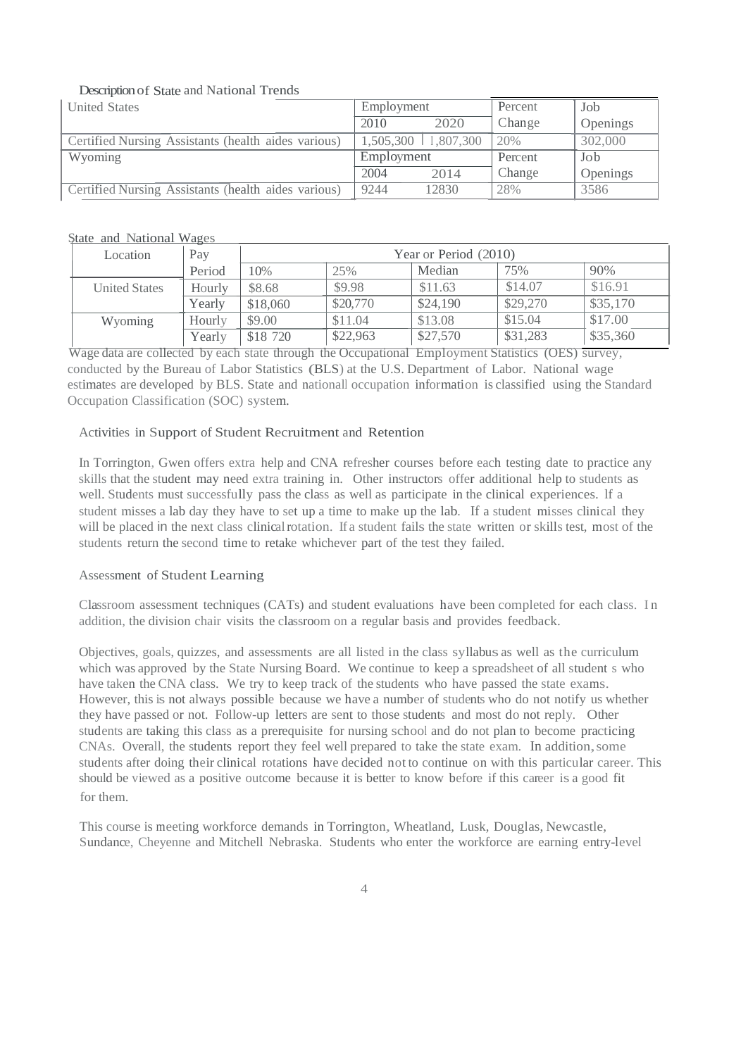Description of State and National Trends

| United States | Employment | | Percent | Job |
|---|---|---|---|---|
| | 2010 | 2020 | Change | Openings |
| Certified Nursing Assistants (health aides various) | 1,505,300 | 1,807,300 | 20% | 302,000 |
| Wyoming | Employment | | Percent | Job |
| | 2004 | 2014 | Change | Openings |
| Certified Nursing Assistants (health aides various) | 9244 | 12830 | 28% | 3586 |

State and National Wages

| Location | Pay | Year or Period (2010) | | | | |
|---|---|---|---|---|---|---|
| | Period | 10% | 25% | Median | 75% | 90% |
| United States | Hourly | $8.68 | $9.98 | $11.63 | $14.07 | $16.91 |
| | Yearly | $18,060 | $20,770 | $24,190 | $29,270 | $35,170 |
| Wyoming | Hourly | $9.00 | $11.04 | $13.08 | $15.04 | $17.00 |
| | Yearly | $18 720 | $22,963 | $27,570 | $31,283 | $35,360 |

Wage data are collected by each state through the Occupational Employment Statistics (OES) survey, conducted by the Bureau of Labor Statistics (BLS) at the U.S. Department of Labor. National wage estimates are developed by BLS. State and nationall occupation information is classified using the Standard Occupation Classification (SOC) system.

## Activities in Support of Student Recruitment and Retention

In Torrington, Gwen offers extra help and CNA refresher courses before each testing date to practice any skills that the student may need extra training in. Other instructors offer additional help to students as well. Students must successfully pass the class as well as participate in the clinical experiences. If a student misses a lab day they have to set up a time to make up the lab. If a student misses clinical they will be placed in the next class clinical rotation. If a student fails the state written or skills test, most of the students return the second time to retake whichever part of the test they failed.

## Assessment of Student Learning

Classroom assessment techniques (CATs) and student evaluations have been completed for each class. In addition, the division chair visits the classroom on a regular basis and provides feedback.

Objectives, goals, quizzes, and assessments are all listed in the class syllabus as well as the curriculum which was approved by the State Nursing Board. We continue to keep a spreadsheet of all student s who have taken the CNA class. We try to keep track of the students who have passed the state exams. However, this is not always possible because we have a number of students who do not notify us whether they have passed or not. Follow-up letters are sent to those students and most do not reply. Other students are taking this class as a prerequisite for nursing school and do not plan to become practicing CNAs. Overall, the students report they feel well prepared to take the state exam. In addition, some students after doing their clinical rotations have decided not to continue on with this particular career. This should be viewed as a positive outcome because it is better to know before if this career is a good fit for them.

This course is meeting workforce demands in Torrington, Wheatland, Lusk, Douglas, Newcastle, Sundance, Cheyenne and Mitchell Nebraska. Students who enter the workforce are earning entry-level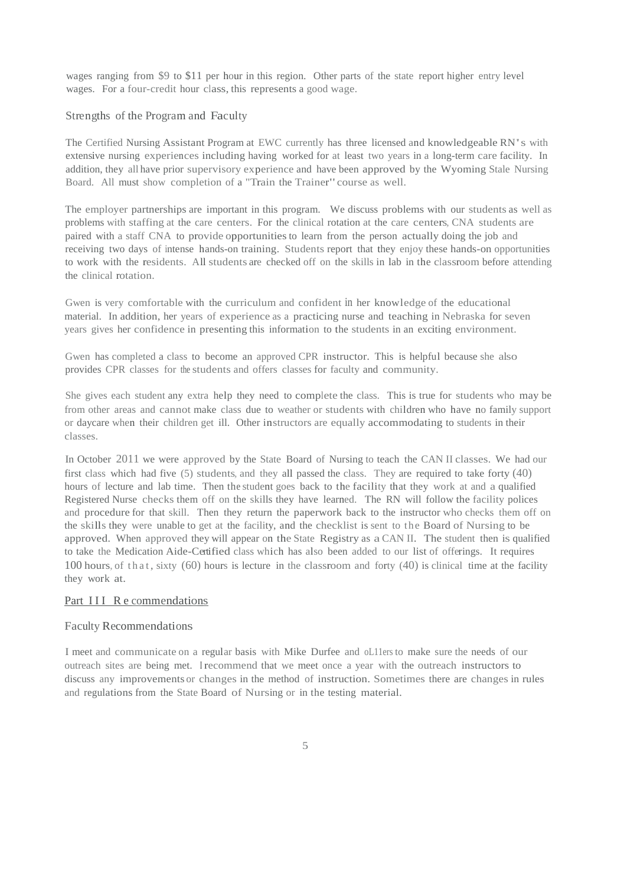wages ranging from $9 to $11 per hour in this region. Other parts of the state report higher entry level wages. For a four-credit hour class, this represents a good wage.

### Strengths of the Program and Faculty

The Certified Nursing Assistant Program at EWC currently has three licensed and knowledgeable RN's with extensive nursing experiences including having worked for at least two years in a long-term care facility. In addition, they all have prior supervisory experience and have been approved by the Wyoming Stale Nursing Board. All must show completion of a "Train the Trainer" course as well.

The employer partnerships are important in this program. We discuss problems with our students as well as problems with staffing at the care centers. For the clinical rotation at the care centers, CNA students are paired with a staff CNA to provide opportunities to learn from the person actually doing the job and receiving two days of intense hands-on training. Students report that they enjoy these hands-on opportunities to work with the residents. All students are checked off on the skills in lab in the classroom before attending the clinical rotation.

Gwen is very comfortable with the curriculum and confident in her knowledge of the educational material. In addition, her years of experience as a practicing nurse and teaching in Nebraska for seven years gives her confidence in presenting this information to the students in an exciting environment.

Gwen has completed a class to become an approved CPR instructor. This is helpful because she also provides CPR classes for the students and offers classes for faculty and community.

She gives each student any extra help they need to complete the class. This is true for students who may be from other areas and cannot make class due to weather or students with children who have no family support or daycare when their children get ill. Other instructors are equally accommodating to students in their classes.

In October 2011 we were approved by the State Board of Nursing to teach the CAN II classes. We had our first class which had five (5) students, and they all passed the class. They are required to take forty (40) hours of lecture and lab time. Then the student goes back to the facility that they work at and a qualified Registered Nurse checks them off on the skills they have learned. The RN will follow the facility polices and procedure for that skill. Then they return the paperwork back to the instructor who checks them off on the skills they were unable to get at the facility, and the checklist is sent to the Board of Nursing to be approved. When approved they will appear on the State Registry as a CAN II. The student then is qualified to take the Medication Aide-Certified class which has also been added to our list of offerings. It requires 100 hours, of that, sixty (60) hours is lecture in the classroom and forty (40) is clinical time at the facility they work at.

## Part III Recommendations

### Faculty Recommendations

I meet and communicate on a regular basis with Mike Durfee and oL11ers to make sure the needs of our outreach sites are being met. I recommend that we meet once a year with the outreach instructors to discuss any improvements or changes in the method of instruction. Sometimes there are changes in rules and regulations from the State Board of Nursing or in the testing material.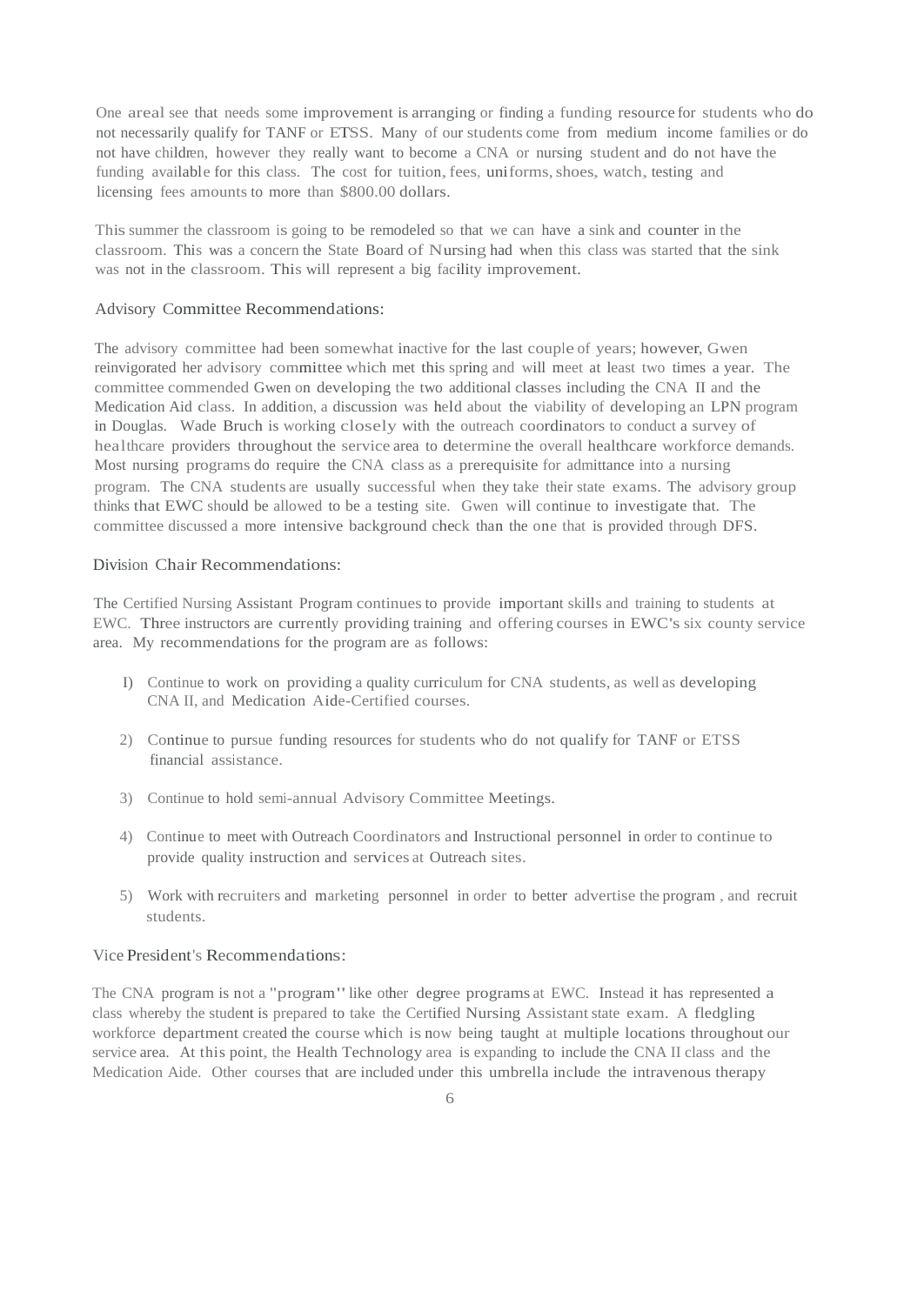One areal see that needs some improvement is arranging or finding a funding resource for students who do not necessarily qualify for TANF or ETSS. Many of our students come from medium income families or do not have children, however they really want to become a CNA or nursing student and do not have the funding available for this class. The cost for tuition, fees, uniforms, shoes, watch, testing and licensing fees amounts to more than $800.00 dollars.

This summer the classroom is going to be remodeled so that we can have a sink and counter in the classroom. This was a concern the State Board of Nursing had when this class was started that the sink was not in the classroom. This will represent a big facility improvement.

### Advisory Committee Recommendations:

The advisory committee had been somewhat inactive for the last couple of years; however, Gwen reinvigorated her advisory committee which met this spring and will meet at least two times a year. The committee commended Gwen on developing the two additional classes including the CNA II and the Medication Aid class. In addition, a discussion was held about the viability of developing an LPN program in Douglas. Wade Bruch is working closely with the outreach coordinators to conduct a survey of healthcare providers throughout the service area to determine the overall healthcare workforce demands. Most nursing programs do require the CNA class as a prerequisite for admittance into a nursing program. The CNA students are usually successful when they take their state exams. The advisory group thinks that EWC should be allowed to be a testing site. Gwen will continue to investigate that. The committee discussed a more intensive background check than the one that is provided through DFS.

### Division Chair Recommendations:

The Certified Nursing Assistant Program continues to provide important skills and training to students at EWC. Three instructors are currently providing training and offering courses in EWC's six county service area. My recommendations for the program are as follows:

1) Continue to work on providing a quality curriculum for CNA students, as well as developing CNA II, and Medication Aide-Certified courses.

2) Continue to pursue funding resources for students who do not qualify for TANF or ETSS financial assistance.

3) Continue to hold semi-annual Advisory Committee Meetings.

4) Continue to meet with Outreach Coordinators and Instructional personnel in order to continue to provide quality instruction and services at Outreach sites.

5) Work with recruiters and marketing personnel in order to better advertise the program , and recruit students.

### Vice President's Recommendations:

The CNA program is not a "program" like other degree programs at EWC. Instead it has represented a class whereby the student is prepared to take the Certified Nursing Assistant state exam. A fledgling workforce department created the course which is now being taught at multiple locations throughout our service area. At this point, the Health Technology area is expanding to include the CNA II class and the Medication Aide. Other courses that are included under this umbrella include the intravenous therapy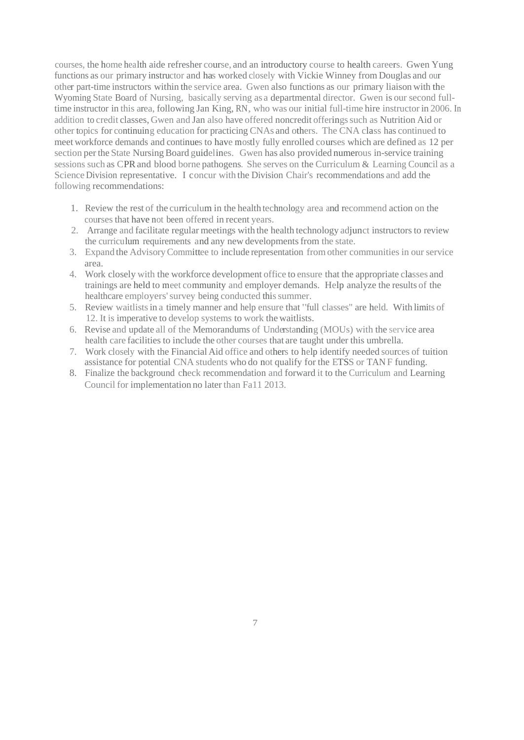courses, the home health aide refresher course, and an introductory course to health careers. Gwen Yung functions as our primary instructor and has worked closely with Vickie Winney from Douglas and our other part-time instructors within the service area. Gwen also functions as our primary liaison with the Wyoming State Board of Nursing, basically serving as a departmental director. Gwen is our second full-time instructor in this area, following Jan King, RN, who was our initial full-time hire instructor in 2006. In addition to credit classes, Gwen and Jan also have offered noncredit offerings such as Nutrition Aid or other topics for continuing education for practicing CNAs and others. The CNA class has continued to meet workforce demands and continues to have mostly fully enrolled courses which are defined as 12 per section per the State Nursing Board guidelines. Gwen has also provided numerous in-service training sessions such as CPR and blood borne pathogens. She serves on the Curriculum & Learning Council as a Science Division representative. I concur with the Division Chair's recommendations and add the following recommendations:

1. Review the rest of the curriculum in the health technology area and recommend action on the courses that have not been offered in recent years.
2. Arrange and facilitate regular meetings with the health technology adjunct instructors to review the curriculum requirements and any new developments from the state.
3. Expand the Advisory Committee to include representation from other communities in our service area.
4. Work closely with the workforce development office to ensure that the appropriate classes and trainings are held to meet community and employer demands. Help analyze the results of the healthcare employers' survey being conducted this summer.
5. Review waitlists in a timely manner and help ensure that "full classes" are held. With limits of 12. It is imperative to develop systems to work the waitlists.
6. Revise and update all of the Memorandums of Understanding (MOUs) with the service area health care facilities to include the other courses that are taught under this umbrella.
7. Work closely with the Financial Aid office and others to help identify needed sources of tuition assistance for potential CNA students who do not qualify for the ETSS or TANF funding.
8. Finalize the background check recommendation and forward it to the Curriculum and Learning Council for implementation no later than Fall 2013.